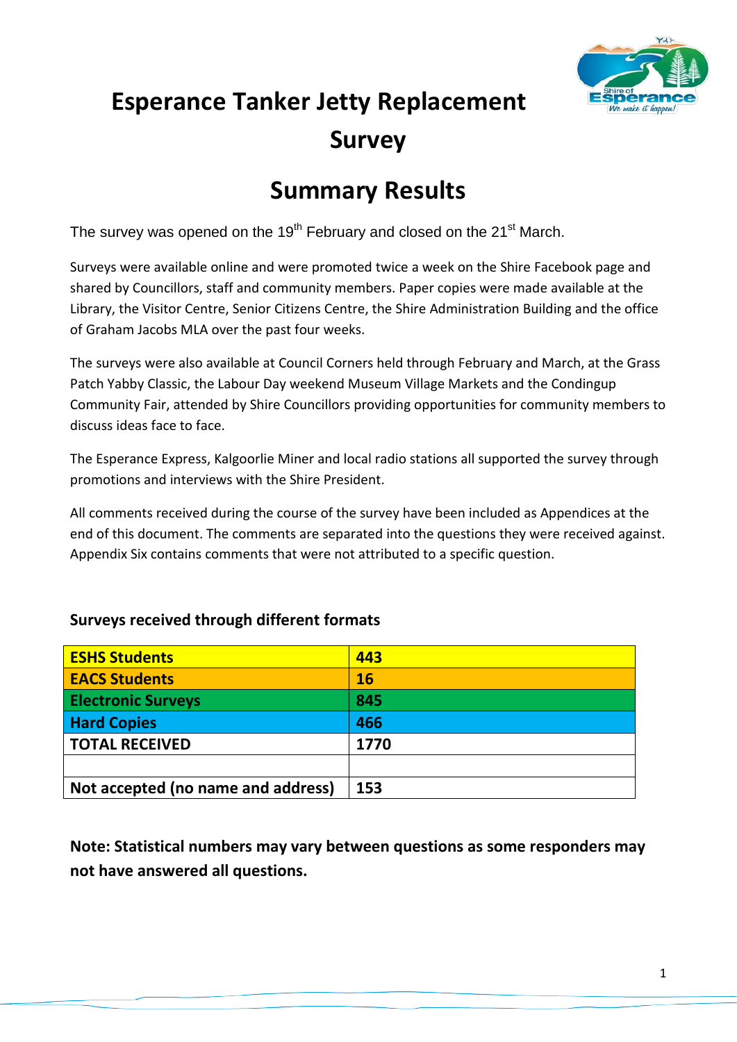# Esperance Tanker Jetty Replacement Survey

# Summary Results

The survey was opened on the 19th February and closed on the 21st March.

Surveys were available online and were promoted twice a week on the Shire Facebook page and shared by Councillors, staff and community members. Paper copies were made available at the Library, the Visitor Centre, Senior Citizens Centre, the Shire Administration Building and the office of Graham Jacobs MLA over the past four weeks.

The surveys were also available at Council Corners held through February and March, at the Grass Patch Yabby Classic, the Labour Day weekend Museum Village Markets and the Condingup Community Fair, attended by Shire Councillors providing opportunities for community members to discuss ideas face to face.

The Esperance Express, Kalgoorlie Miner and local radio stations all supported the survey through promotions and interviews with the Shire President.

All comments received during the course of the survey have been included as Appendices at the end of this document. The comments are separated into the questions they were received against. Appendix Six contains comments that were not attributed to a specific question.

### Surveys received through different formats

| | |
|---|---|
| **ESHS Students** | **443** |
| **EACS Students** | **16** |
| **Electronic Surveys** | **845** |
| **Hard Copies** | **466** |
| **TOTAL RECEIVED** | **1770** |
| | |
| **Not accepted (no name and address)** | **153** |

**Note: Statistical numbers may vary between questions as some responders may not have answered all questions.**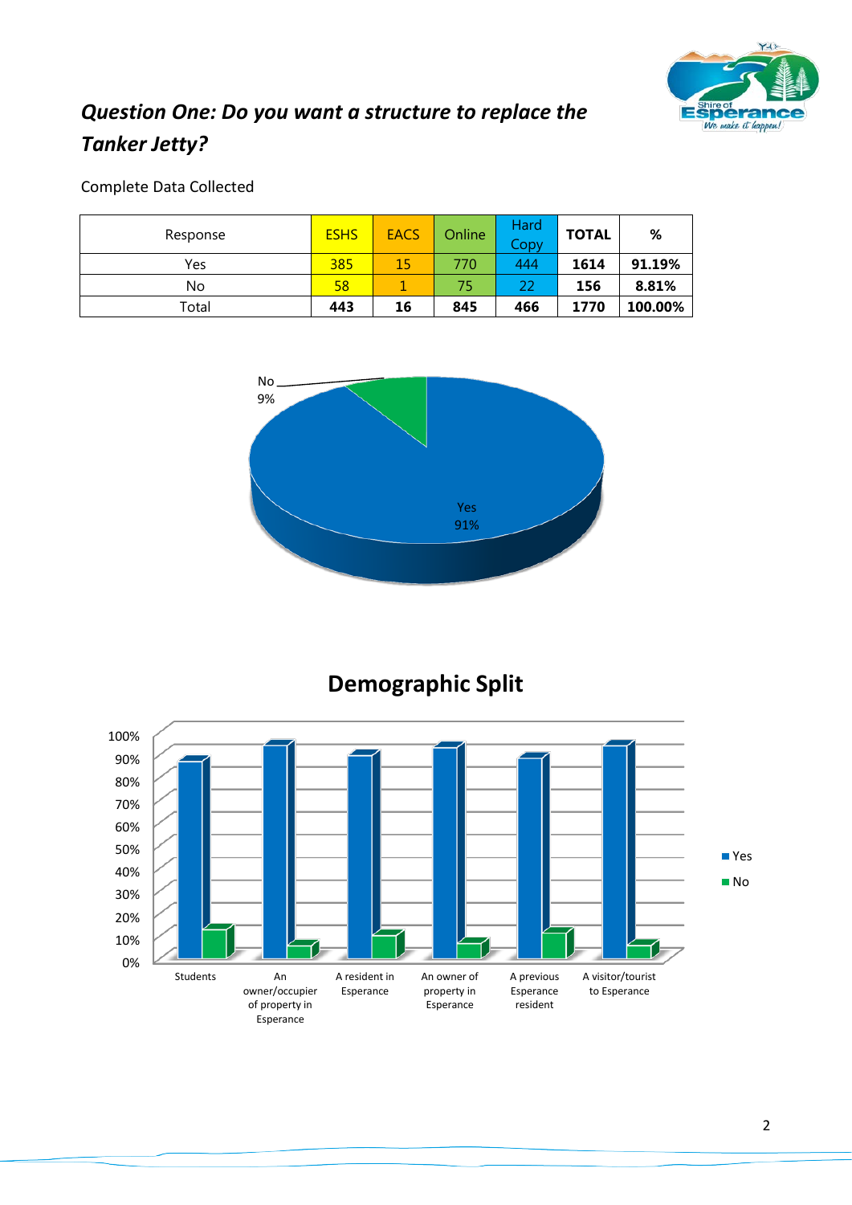## *Question One: Do you want a structure to replace the Tanker Jetty?*

Complete Data Collected

| Response | ESHS | EACS | Online | Hard Copy | TOTAL | % |
|---|---|---|---|---|---|---|
| Yes | 385 | 15 | 770 | 444 | **1614** | **91.19%** |
| No | 58 | 1 | 75 | 22 | **156** | **8.81%** |
| Total | **443** | **16** | **845** | **466** | **1770** | **100.00%** |

No 9%

Yes 91%

## Demographic Split

Yes
No

Students | An owner/occupier of property in Esperance | A resident in Esperance | An owner of property in Esperance | A previous Esperance resident | A visitor/tourist to Esperance

0% 10% 20% 30% 40% 50% 60% 70% 80% 90% 100%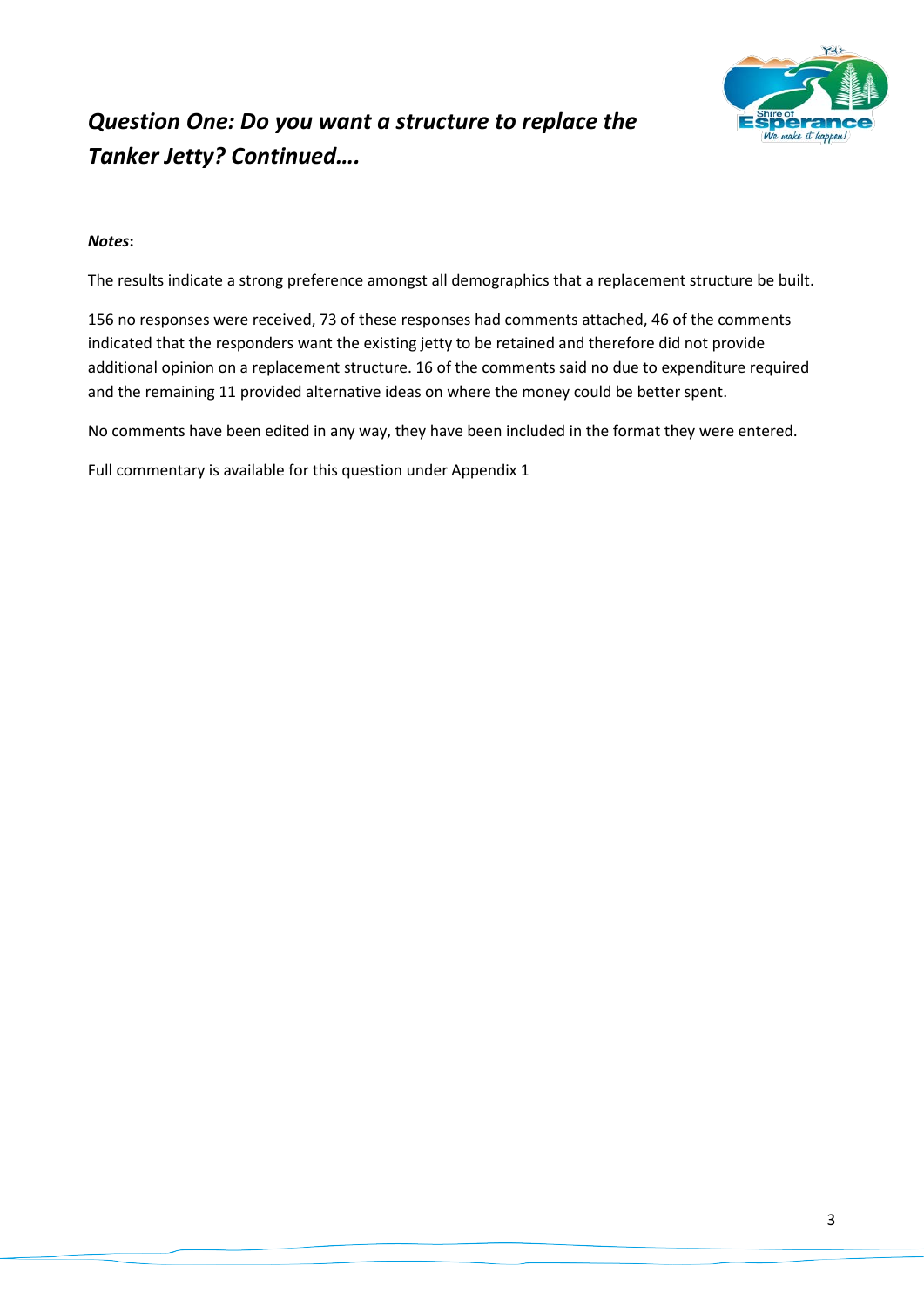## *Question One: Do you want a structure to replace the Tanker Jetty? Continued….*

***Notes*:**

The results indicate a strong preference amongst all demographics that a replacement structure be built.

156 no responses were received, 73 of these responses had comments attached, 46 of the comments indicated that the responders want the existing jetty to be retained and therefore did not provide additional opinion on a replacement structure. 16 of the comments said no due to expenditure required and the remaining 11 provided alternative ideas on where the money could be better spent.

No comments have been edited in any way, they have been included in the format they were entered.

Full commentary is available for this question under Appendix 1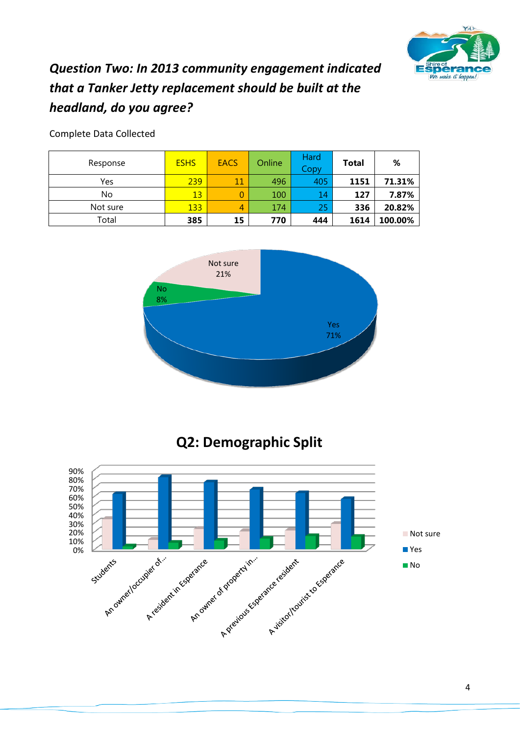## *Question Two: In 2013 community engagement indicated that a Tanker Jetty replacement should be built at the headland, do you agree?*

Complete Data Collected

| Response | ESHS | EACS | Online | Hard Copy | **Total** | **%** |
|---|---|---|---|---|---|---|
| Yes | 239 | 11 | 496 | 405 | **1151** | **71.31%** |
| No | 13 | 0 | 100 | 14 | **127** | **7.87%** |
| Not sure | 133 | 4 | 174 | 25 | **336** | **20.82%** |
| Total | **385** | **15** | **770** | **444** | **1614** | **100.00%** |

Not sure 21%
No 8%
Yes 71%

**Q2: Demographic Split**

Categories: Students; An owner/occupier of...; A resident in Esperance; An owner of property in...; A previous Esperance resident; A visitor/tourist to Esperance

Legend: Not sure; Yes; No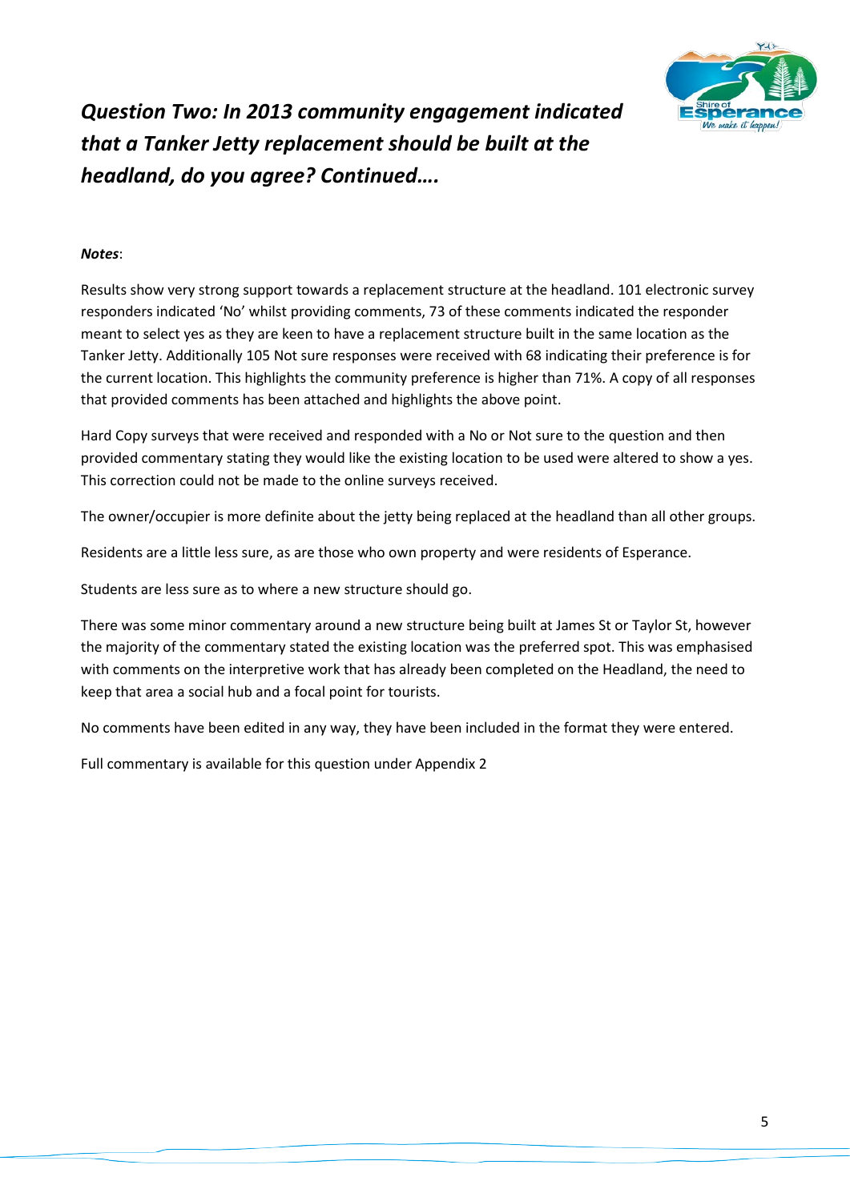## *Question Two: In 2013 community engagement indicated that a Tanker Jetty replacement should be built at the headland, do you agree? Continued….*

***Notes***:

Results show very strong support towards a replacement structure at the headland. 101 electronic survey responders indicated 'No' whilst providing comments, 73 of these comments indicated the responder meant to select yes as they are keen to have a replacement structure built in the same location as the Tanker Jetty. Additionally 105 Not sure responses were received with 68 indicating their preference is for the current location. This highlights the community preference is higher than 71%. A copy of all responses that provided comments has been attached and highlights the above point.

Hard Copy surveys that were received and responded with a No or Not sure to the question and then provided commentary stating they would like the existing location to be used were altered to show a yes. This correction could not be made to the online surveys received.

The owner/occupier is more definite about the jetty being replaced at the headland than all other groups.

Residents are a little less sure, as are those who own property and were residents of Esperance.

Students are less sure as to where a new structure should go.

There was some minor commentary around a new structure being built at James St or Taylor St, however the majority of the commentary stated the existing location was the preferred spot. This was emphasised with comments on the interpretive work that has already been completed on the Headland, the need to keep that area a social hub and a focal point for tourists.

No comments have been edited in any way, they have been included in the format they were entered.

Full commentary is available for this question under Appendix 2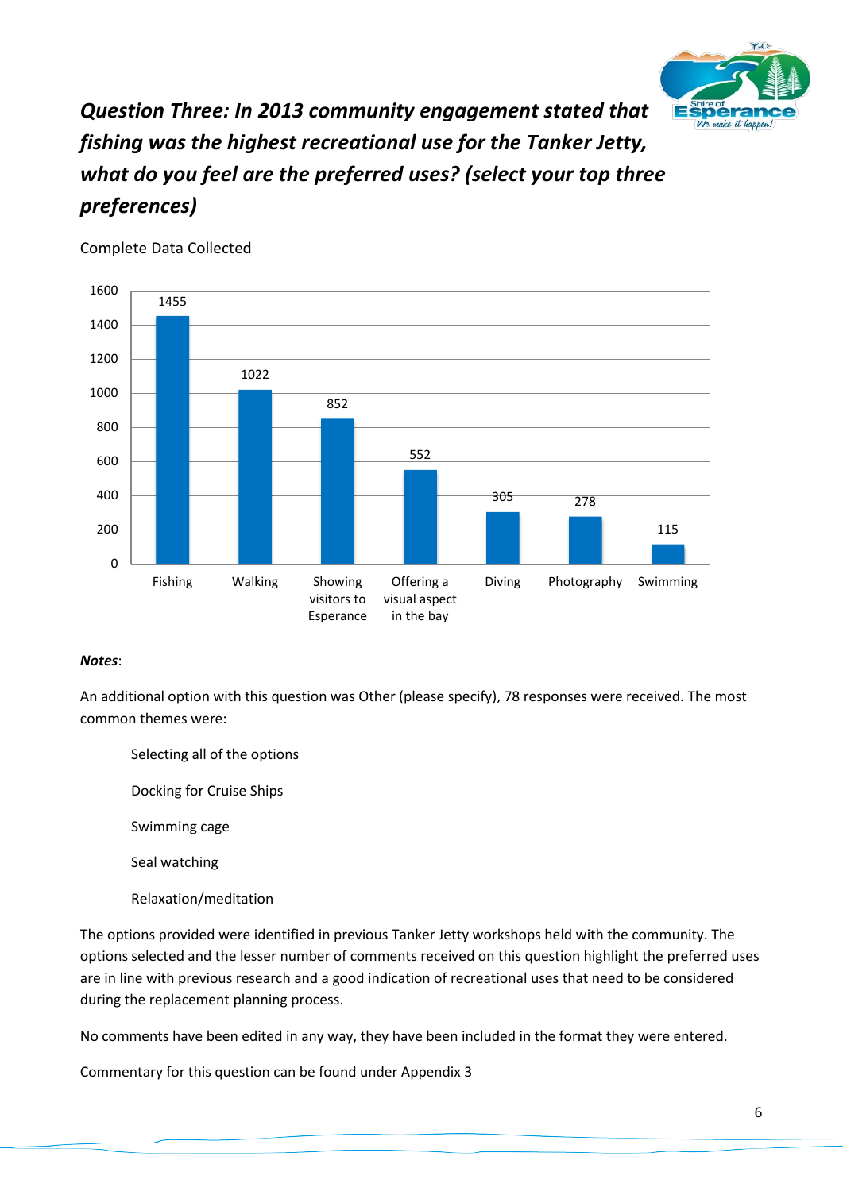## *Question Three: In 2013 community engagement stated that fishing was the highest recreational use for the Tanker Jetty, what do you feel are the preferred uses? (select your top three preferences)*

Complete Data Collected

| Option | Responses |
|---|---|
| Fishing | 1455 |
| Walking | 1022 |
| Showing visitors to Esperance | 852 |
| Offering a visual aspect in the bay | 552 |
| Diving | 305 |
| Photography | 278 |
| Swimming | 115 |

***Notes***:

An additional option with this question was Other (please specify), 78 responses were received. The most common themes were:

- Selecting all of the options
- Docking for Cruise Ships
- Swimming cage
- Seal watching
- Relaxation/meditation

The options provided were identified in previous Tanker Jetty workshops held with the community. The options selected and the lesser number of comments received on this question highlight the preferred uses are in line with previous research and a good indication of recreational uses that need to be considered during the replacement planning process.

No comments have been edited in any way, they have been included in the format they were entered.

Commentary for this question can be found under Appendix 3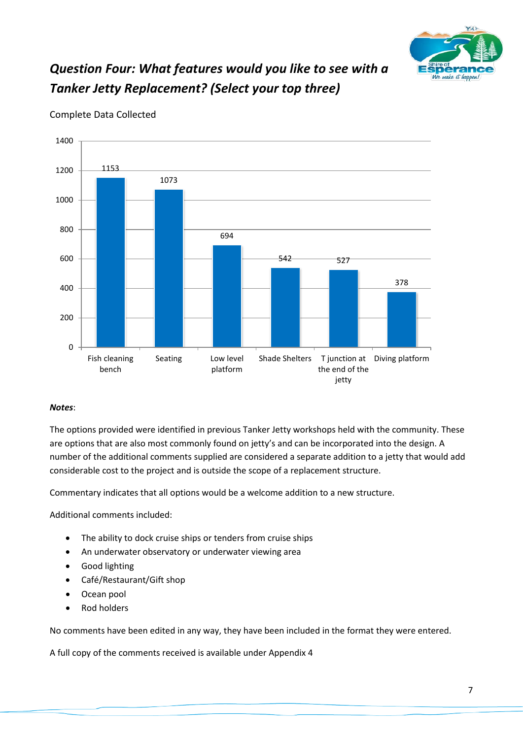## *Question Four: What features would you like to see with a Tanker Jetty Replacement? (Select your top three)*

Complete Data Collected

| Feature | Responses |
|---|---|
| Fish cleaning bench | 1153 |
| Seating | 1073 |
| Low level platform | 694 |
| Shade Shelters | 542 |
| T junction at the end of the jetty | 527 |
| Diving platform | 378 |

***Notes***:

The options provided were identified in previous Tanker Jetty workshops held with the community. These are options that are also most commonly found on jetty's and can be incorporated into the design. A number of the additional comments supplied are considered a separate addition to a jetty that would add considerable cost to the project and is outside the scope of a replacement structure.

Commentary indicates that all options would be a welcome addition to a new structure.

Additional comments included:

- The ability to dock cruise ships or tenders from cruise ships
- An underwater observatory or underwater viewing area
- Good lighting
- Café/Restaurant/Gift shop
- Ocean pool
- Rod holders

No comments have been edited in any way, they have been included in the format they were entered.

A full copy of the comments received is available under Appendix 4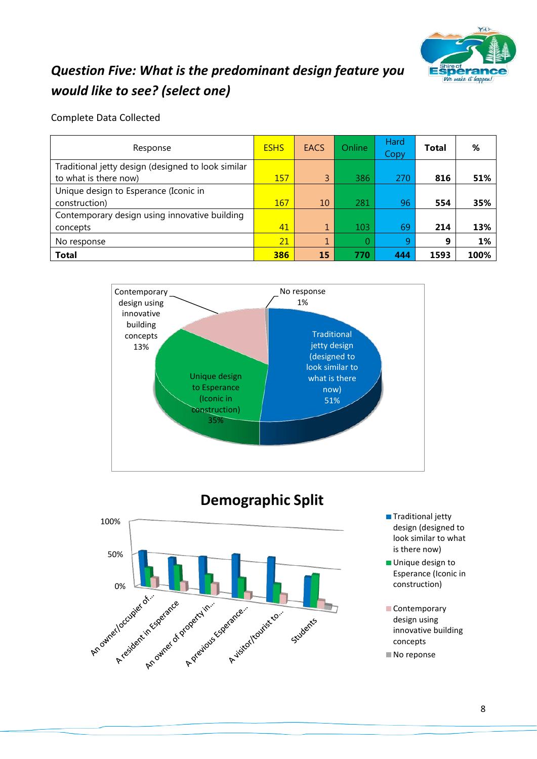## *Question Five: What is the predominant design feature you would like to see? (select one)*

Complete Data Collected

| Response | ESHS | EACS | Online | Hard Copy | **Total** | **%** |
|---|---|---|---|---|---|---|
| Traditional jetty design (designed to look similar to what is there now) | 157 | 3 | 386 | 270 | **816** | **51%** |
| Unique design to Esperance (Iconic in construction) | 167 | 10 | 281 | 96 | **554** | **35%** |
| Contemporary design using innovative building concepts | 41 | 1 | 103 | 69 | **214** | **13%** |
| No response | 21 | 1 | 0 | 9 | **9** | **1%** |
| **Total** | **386** | **15** | **770** | **444** | **1593** | **100%** |

Contemporary design using innovative building concepts 13%

No response 1%

Traditional jetty design (designed to look similar to what is there now) 51%

Unique design to Esperance (Iconic in construction) 35%

**Demographic Split**

100%

50%

0%

An owner/occupier of...

A resident in Esperance

An owner of property in...

A previous Esperance...

A visitor/tourist to...

Students

- Traditional jetty design (designed to look similar to what is there now)
- Unique design to Esperance (Iconic in construction)
- Contemporary design using innovative building concepts
- No reponse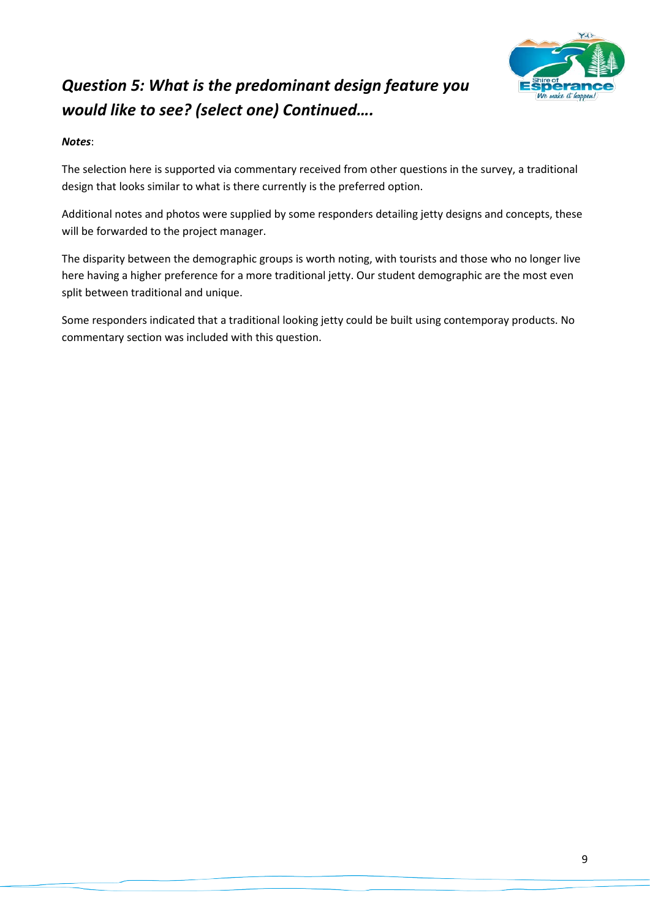## *Question 5: What is the predominant design feature you would like to see? (select one) Continued….*

***Notes***:

The selection here is supported via commentary received from other questions in the survey, a traditional design that looks similar to what is there currently is the preferred option.

Additional notes and photos were supplied by some responders detailing jetty designs and concepts, these will be forwarded to the project manager.

The disparity between the demographic groups is worth noting, with tourists and those who no longer live here having a higher preference for a more traditional jetty. Our student demographic are the most even split between traditional and unique.

Some responders indicated that a traditional looking jetty could be built using contemporay products. No commentary section was included with this question.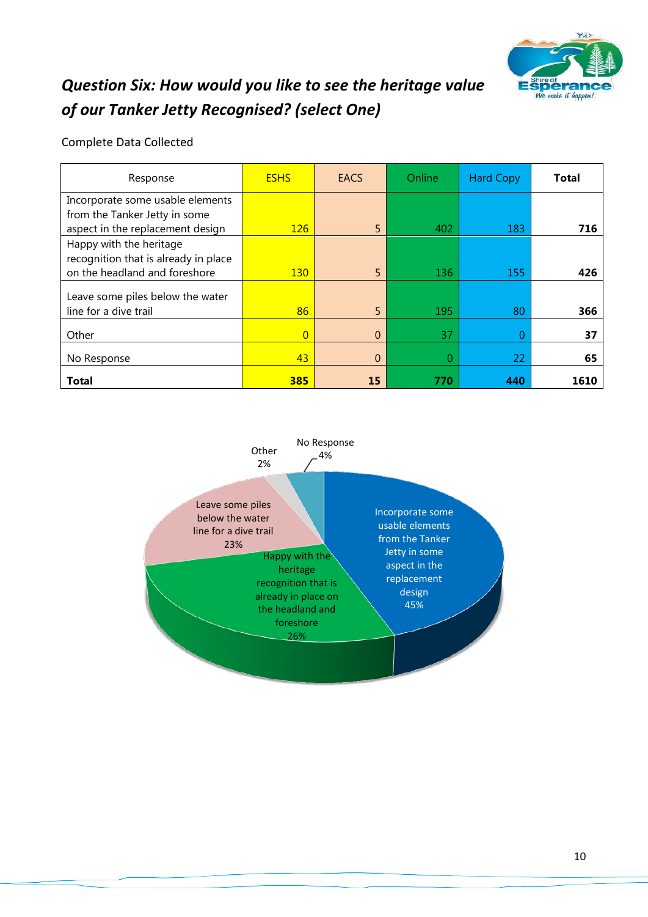## *Question Six: How would you like to see the heritage value of our Tanker Jetty Recognised? (select One)*

Complete Data Collected

| Response | ESHS | EACS | Online | Hard Copy | **Total** |
|---|---|---|---|---|---|
| Incorporate some usable elements from the Tanker Jetty in some aspect in the replacement design | 126 | 5 | 402 | 183 | **716** |
| Happy with the heritage recognition that is already in place on the headland and foreshore | 130 | 5 | 136 | 155 | **426** |
| Leave some piles below the water line for a dive trail | 86 | 5 | 195 | 80 | **366** |
| Other | 0 | 0 | 37 | 0 | **37** |
| No Response | 43 | 0 | 0 | 22 | **65** |
| **Total** | **385** | **15** | **770** | **440** | **1610** |

- Incorporate some usable elements from the Tanker Jetty in some aspect in the replacement design: 45%
- Happy with the heritage recognition that is already in place on the headland and foreshore: 26%
- Leave some piles below the water line for a dive trail: 23%
- No Response: 4%
- Other: 2%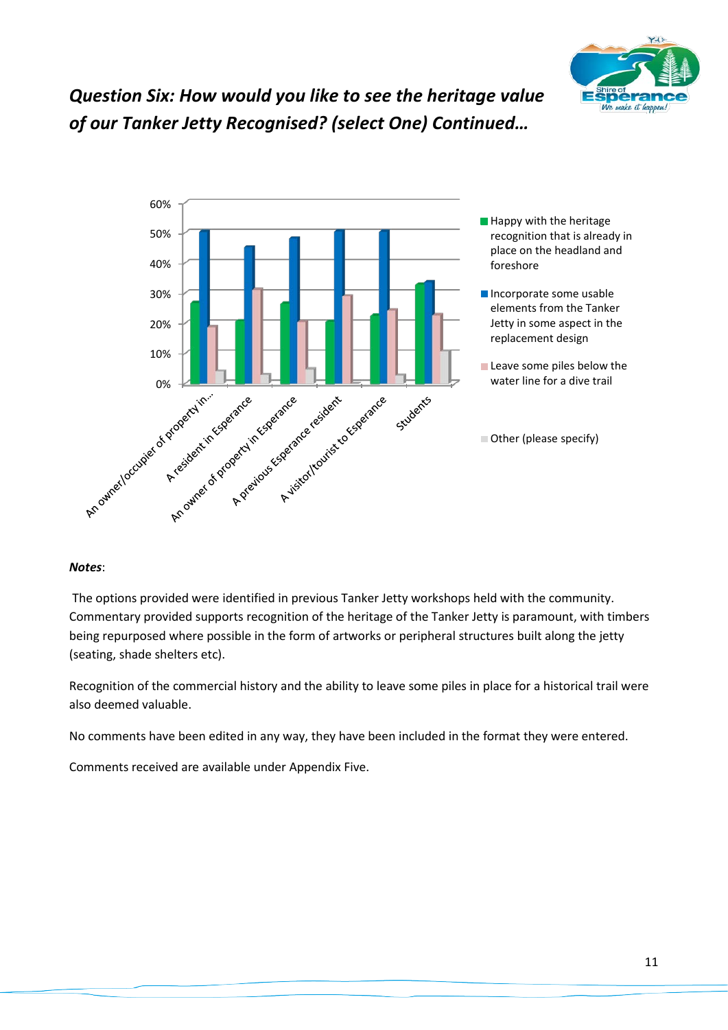## *Question Six: How would you like to see the heritage value of our Tanker Jetty Recognised? (select One) Continued…*

***Notes***:

The options provided were identified in previous Tanker Jetty workshops held with the community. Commentary provided supports recognition of the heritage of the Tanker Jetty is paramount, with timbers being repurposed where possible in the form of artworks or peripheral structures built along the jetty (seating, shade shelters etc).

Recognition of the commercial history and the ability to leave some piles in place for a historical trail were also deemed valuable.

No comments have been edited in any way, they have been included in the format they were entered.

Comments received are available under Appendix Five.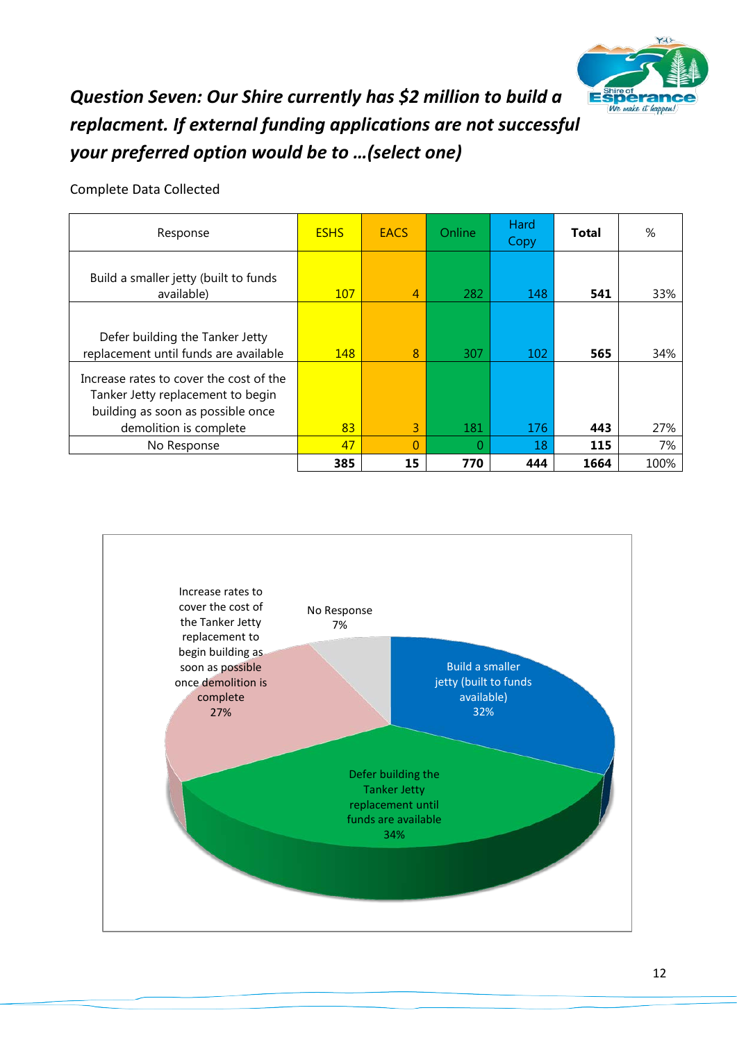## *Question Seven: Our Shire currently has $2 million to build a replacment. If external funding applications are not successful your preferred option would be to …(select one)*

Complete Data Collected

| Response | ESHS | EACS | Online | Hard Copy | **Total** | % |
|---|---|---|---|---|---|---|
| Build a smaller jetty (built to funds available) | 107 | 4 | 282 | 148 | **541** | 33% |
| Defer building the Tanker Jetty replacement until funds are available | 148 | 8 | 307 | 102 | **565** | 34% |
| Increase rates to cover the cost of the Tanker Jetty replacement to begin building as soon as possible once demolition is complete | 83 | 3 | 181 | 176 | **443** | 27% |
| No Response | 47 | 0 | 0 | 18 | **115** | 7% |
| | **385** | **15** | **770** | **444** | **1664** | 100% |

Increase rates to cover the cost of the Tanker Jetty replacement to begin building as soon as possible once demolition is complete 27%

No Response 7%

Build a smaller jetty (built to funds available) 32%

Defer building the Tanker Jetty replacement until funds are available 34%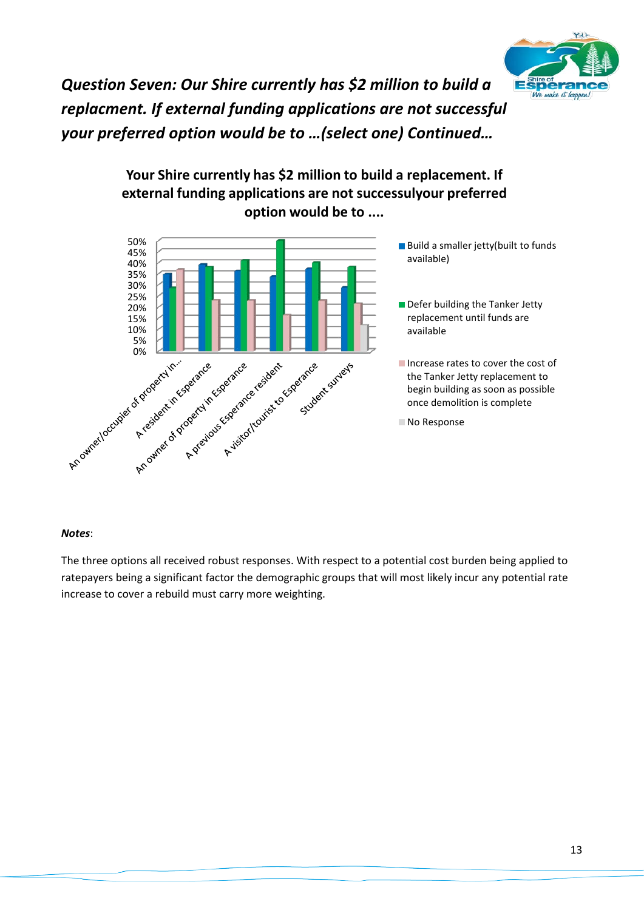### *Question Seven: Our Shire currently has $2 million to build a replacment. If external funding applications are not successful your preferred option would be to …(select one) Continued…*

**Your Shire currently has $2 million to build a replacement. If external funding applications are not successulyour preferred option would be to ....**

| | Build a smaller jetty(built to funds available) | Defer building the Tanker Jetty replacement until funds are available | Increase rates to cover the cost of the Tanker Jetty replacement to begin building as soon as possible once demolition is complete | No Response |
|---|---|---|---|---|
| An owner/occupier of property in... | ~34% | ~28% | ~36% | |
| A resident in Esperance | ~38% | ~37% | ~23% | |
| An owner of property in Esperance | ~36% | ~41% | ~23% | |
| A previous Esperance resident | ~33% | ~50% | ~16% | |
| A visitor/tourist to Esperance | ~37% | ~40% | ~23% | |
| Student surveys | ~28% | ~37% | ~21% | ~12% |

***Notes***:

The three options all received robust responses. With respect to a potential cost burden being applied to ratepayers being a significant factor the demographic groups that will most likely incur any potential rate increase to cover a rebuild must carry more weighting.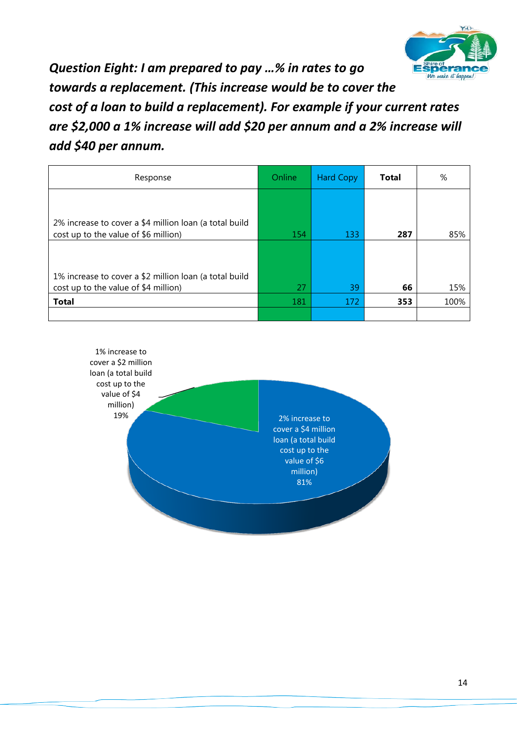***Question Eight: I am prepared to pay …% in rates to go towards a replacement. (This increase would be to cover the cost of a loan to build a replacement). For example if your current rates are $2,000 a 1% increase will add $20 per annum and a 2% increase will add $40 per annum.***

| Response | Online | Hard Copy | **Total** | % |
|---|---|---|---|---|
| 2% increase to cover a $4 million loan (a total build cost up to the value of $6 million) | 154 | 133 | **287** | 85% |
| 1% increase to cover a $2 million loan (a total build cost up to the value of $4 million) | 27 | 39 | **66** | 15% |
| **Total** | 181 | 172 | **353** | 100% |
| | | | | |

1% increase to cover a $2 million loan (a total build cost up to the value of $4 million) 19%

2% increase to cover a $4 million loan (a total build cost up to the value of $6 million) 81%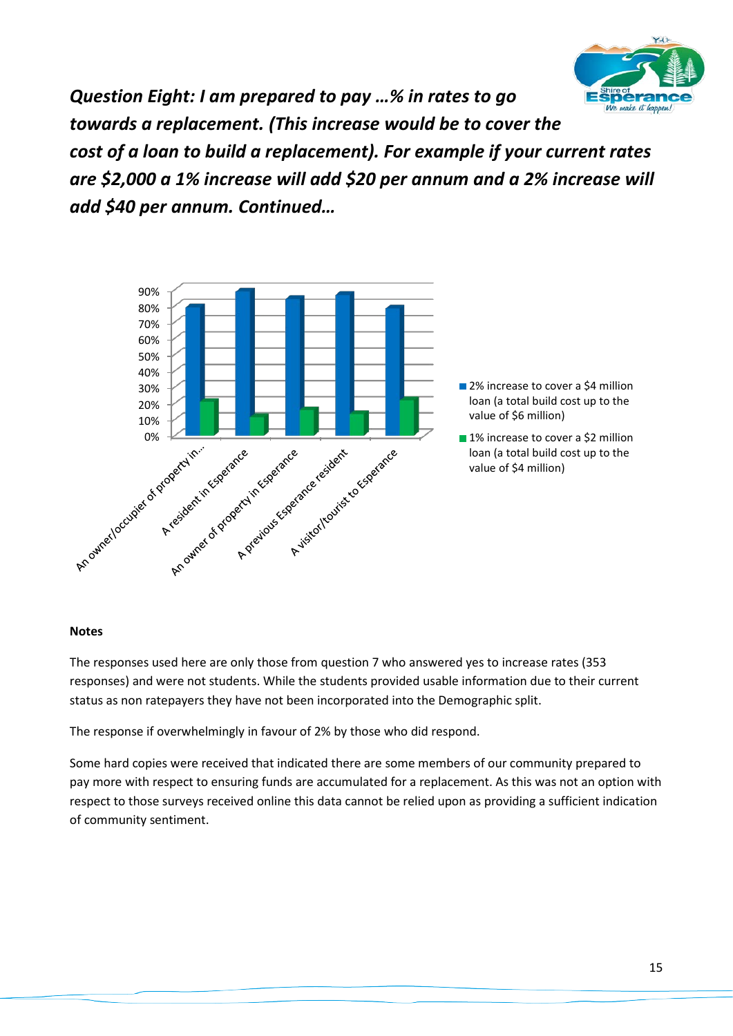***Question Eight: I am prepared to pay …% in rates to go towards a replacement. (This increase would be to cover the cost of a loan to build a replacement). For example if your current rates are $2,000 a 1% increase will add $20 per annum and a 2% increase will add $40 per annum. Continued…***

90%
80%
70%
60%
50%
40%
30%
20%
10%
0%

An owner/occupier of property in...
A resident in Esperance
An owner of property in Esperance
A previous Esperance resident
A visitor/tourist to Esperance

2% increase to cover a $4 million loan (a total build cost up to the value of $6 million)

1% increase to cover a $2 million loan (a total build cost up to the value of $4 million)

**Notes**

The responses used here are only those from question 7 who answered yes to increase rates (353 responses) and were not students. While the students provided usable information due to their current status as non ratepayers they have not been incorporated into the Demographic split.

The response if overwhelmingly in favour of 2% by those who did respond.

Some hard copies were received that indicated there are some members of our community prepared to pay more with respect to ensuring funds are accumulated for a replacement. As this was not an option with respect to those surveys received online this data cannot be relied upon as providing a sufficient indication of community sentiment.